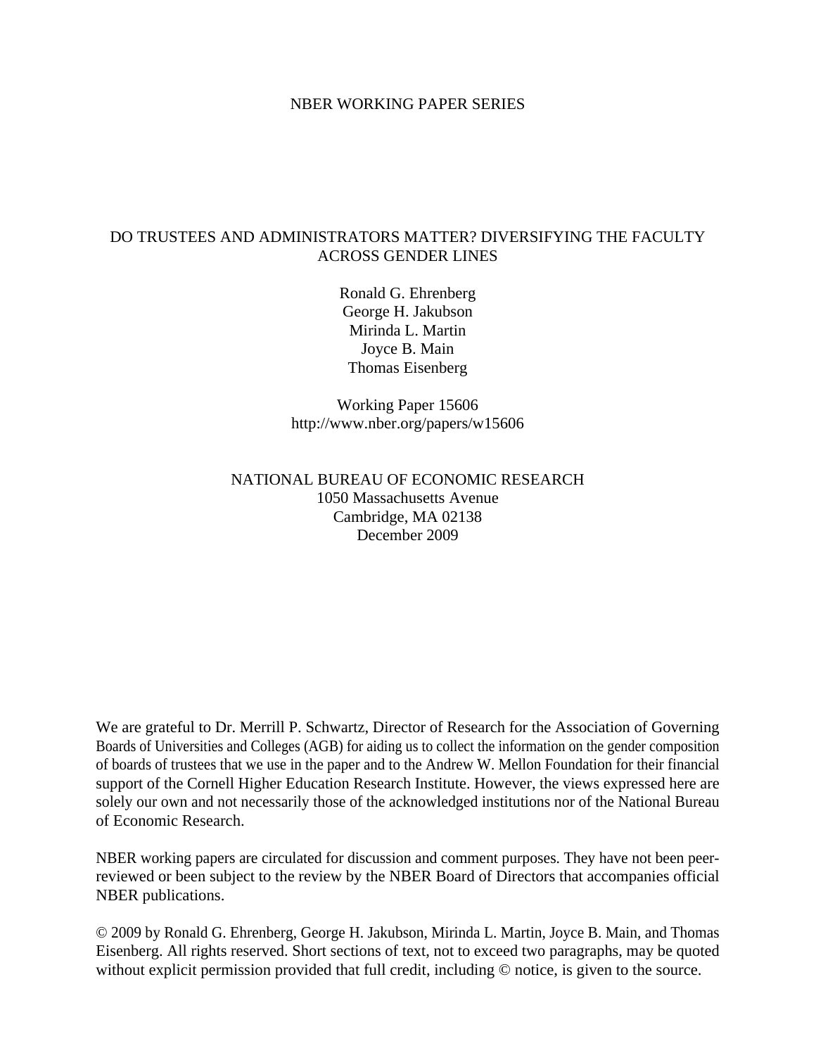NBER WORKING PAPER SERIES

# DO TRUSTEES AND ADMINISTRATORS MATTER? DIVERSIFYING THE FACULTY ACROSS GENDER LINES

Ronald G. Ehrenberg
George H. Jakubson
Mirinda L. Martin
Joyce B. Main
Thomas Eisenberg

Working Paper 15606
http://www.nber.org/papers/w15606

NATIONAL BUREAU OF ECONOMIC RESEARCH
1050 Massachusetts Avenue
Cambridge, MA 02138
December 2009

We are grateful to Dr. Merrill P. Schwartz, Director of Research for the Association of Governing Boards of Universities and Colleges (AGB) for aiding us to collect the information on the gender composition of boards of trustees that we use in the paper and to the Andrew W. Mellon Foundation for their financial support of the Cornell Higher Education Research Institute. However, the views expressed here are solely our own and not necessarily those of the acknowledged institutions nor of the National Bureau of Economic Research.

NBER working papers are circulated for discussion and comment purposes. They have not been peer-reviewed or been subject to the review by the NBER Board of Directors that accompanies official NBER publications.

© 2009 by Ronald G. Ehrenberg, George H. Jakubson, Mirinda L. Martin, Joyce B. Main, and Thomas Eisenberg. All rights reserved. Short sections of text, not to exceed two paragraphs, may be quoted without explicit permission provided that full credit, including © notice, is given to the source.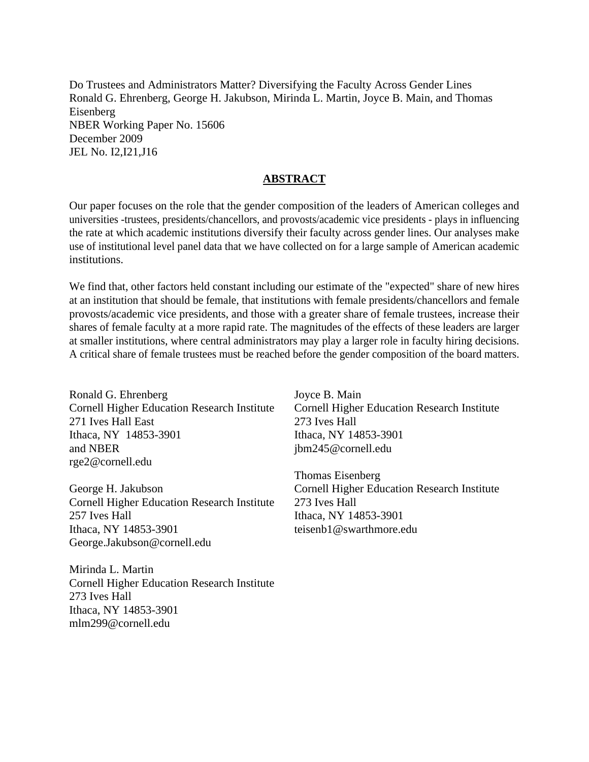Do Trustees and Administrators Matter? Diversifying the Faculty Across Gender Lines
Ronald G. Ehrenberg, George H. Jakubson, Mirinda L. Martin, Joyce B. Main, and Thomas Eisenberg
NBER Working Paper No. 15606
December 2009
JEL No. I2,I21,J16

## ABSTRACT

Our paper focuses on the role that the gender composition of the leaders of American colleges and universities -trustees, presidents/chancellors, and provosts/academic vice presidents - plays in influencing the rate at which academic institutions diversify their faculty across gender lines. Our analyses make use of institutional level panel data that we have collected on for a large sample of American academic institutions.

We find that, other factors held constant including our estimate of the "expected" share of new hires at an institution that should be female, that institutions with female presidents/chancellors and female provosts/academic vice presidents, and those with a greater share of female trustees, increase their shares of female faculty at a more rapid rate. The magnitudes of the effects of these leaders are larger at smaller institutions, where central administrators may play a larger role in faculty hiring decisions. A critical share of female trustees must be reached before the gender composition of the board matters.

Ronald G. Ehrenberg
Cornell Higher Education Research Institute
271 Ives Hall East
Ithaca, NY 14853-3901
and NBER
rge2@cornell.edu

George H. Jakubson
Cornell Higher Education Research Institute
257 Ives Hall
Ithaca, NY 14853-3901
George.Jakubson@cornell.edu

Mirinda L. Martin
Cornell Higher Education Research Institute
273 Ives Hall
Ithaca, NY 14853-3901
mlm299@cornell.edu

Joyce B. Main
Cornell Higher Education Research Institute
273 Ives Hall
Ithaca, NY 14853-3901
jbm245@cornell.edu

Thomas Eisenberg
Cornell Higher Education Research Institute
273 Ives Hall
Ithaca, NY 14853-3901
teisenb1@swarthmore.edu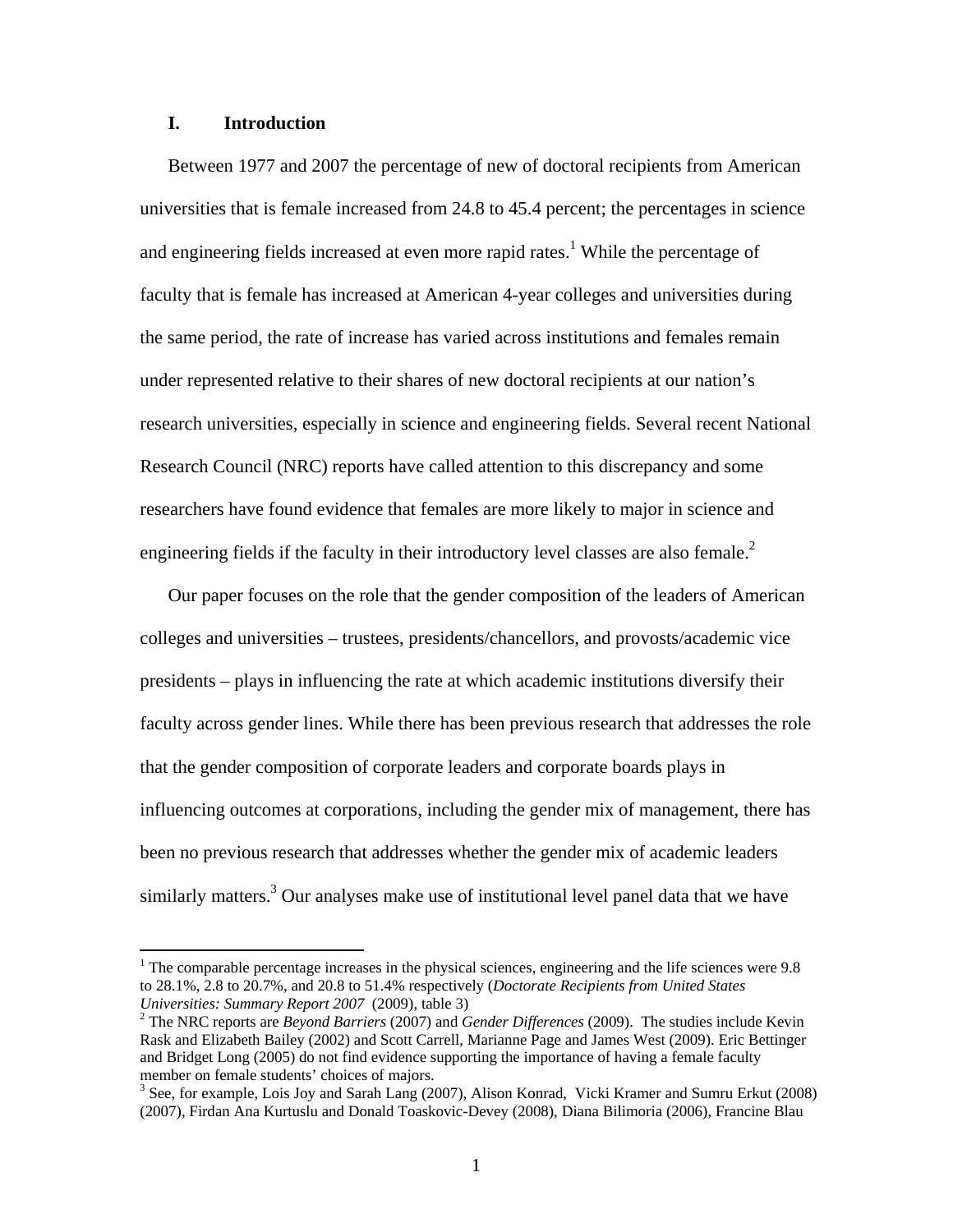## I. Introduction

Between 1977 and 2007 the percentage of new of doctoral recipients from American universities that is female increased from 24.8 to 45.4 percent; the percentages in science and engineering fields increased at even more rapid rates.[1] While the percentage of faculty that is female has increased at American 4-year colleges and universities during the same period, the rate of increase has varied across institutions and females remain under represented relative to their shares of new doctoral recipients at our nation's research universities, especially in science and engineering fields. Several recent National Research Council (NRC) reports have called attention to this discrepancy and some researchers have found evidence that females are more likely to major in science and engineering fields if the faculty in their introductory level classes are also female.[2]

Our paper focuses on the role that the gender composition of the leaders of American colleges and universities – trustees, presidents/chancellors, and provosts/academic vice presidents – plays in influencing the rate at which academic institutions diversify their faculty across gender lines. While there has been previous research that addresses the role that the gender composition of corporate leaders and corporate boards plays in influencing outcomes at corporations, including the gender mix of management, there has been no previous research that addresses whether the gender mix of academic leaders similarly matters.[3] Our analyses make use of institutional level panel data that we have

---

[1] The comparable percentage increases in the physical sciences, engineering and the life sciences were 9.8 to 28.1%, 2.8 to 20.7%, and 20.8 to 51.4% respectively (*Doctorate Recipients from United States Universities: Summary Report 2007* (2009), table 3)

[2] The NRC reports are *Beyond Barriers* (2007) and *Gender Differences* (2009). The studies include Kevin Rask and Elizabeth Bailey (2002) and Scott Carrell, Marianne Page and James West (2009). Eric Bettinger and Bridget Long (2005) do not find evidence supporting the importance of having a female faculty member on female students' choices of majors.

[3] See, for example, Lois Joy and Sarah Lang (2007), Alison Konrad, Vicki Kramer and Sumru Erkut (2008) (2007), Firdan Ana Kurtuslu and Donald Toaskovic-Devey (2008), Diana Bilimoria (2006), Francine Blau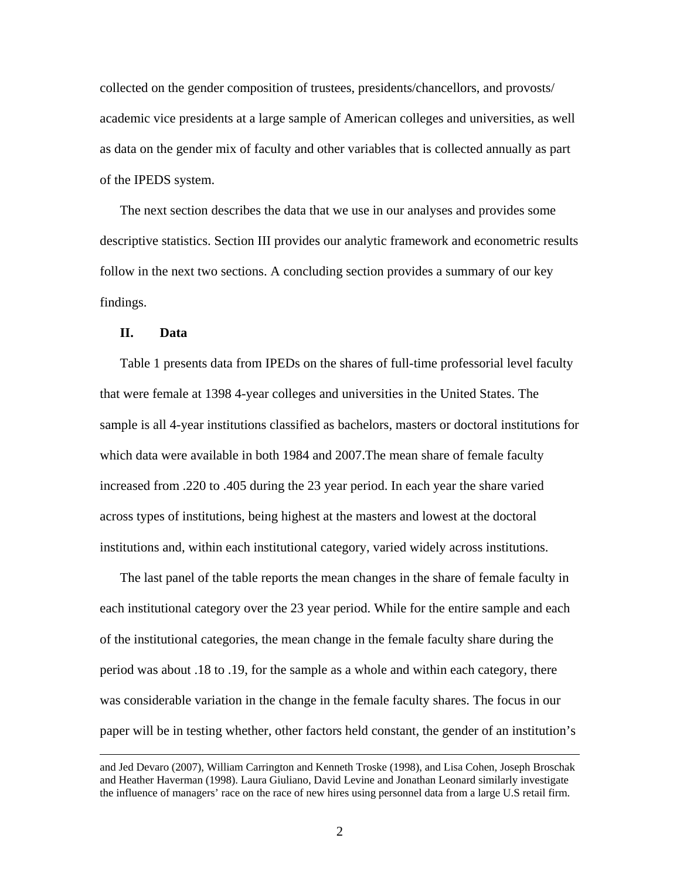collected on the gender composition of trustees, presidents/chancellors, and provosts/ academic vice presidents at a large sample of American colleges and universities, as well as data on the gender mix of faculty and other variables that is collected annually as part of the IPEDS system.

The next section describes the data that we use in our analyses and provides some descriptive statistics. Section III provides our analytic framework and econometric results follow in the next two sections. A concluding section provides a summary of our key findings.

## II. Data

Table 1 presents data from IPEDs on the shares of full-time professorial level faculty that were female at 1398 4-year colleges and universities in the United States. The sample is all 4-year institutions classified as bachelors, masters or doctoral institutions for which data were available in both 1984 and 2007.The mean share of female faculty increased from .220 to .405 during the 23 year period. In each year the share varied across types of institutions, being highest at the masters and lowest at the doctoral institutions and, within each institutional category, varied widely across institutions.

The last panel of the table reports the mean changes in the share of female faculty in each institutional category over the 23 year period. While for the entire sample and each of the institutional categories, the mean change in the female faculty share during the period was about .18 to .19, for the sample as a whole and within each category, there was considerable variation in the change in the female faculty shares. The focus in our paper will be in testing whether, other factors held constant, the gender of an institution's

---

and Jed Devaro (2007), William Carrington and Kenneth Troske (1998), and Lisa Cohen, Joseph Broschak and Heather Haverman (1998). Laura Giuliano, David Levine and Jonathan Leonard similarly investigate the influence of managers' race on the race of new hires using personnel data from a large U.S retail firm.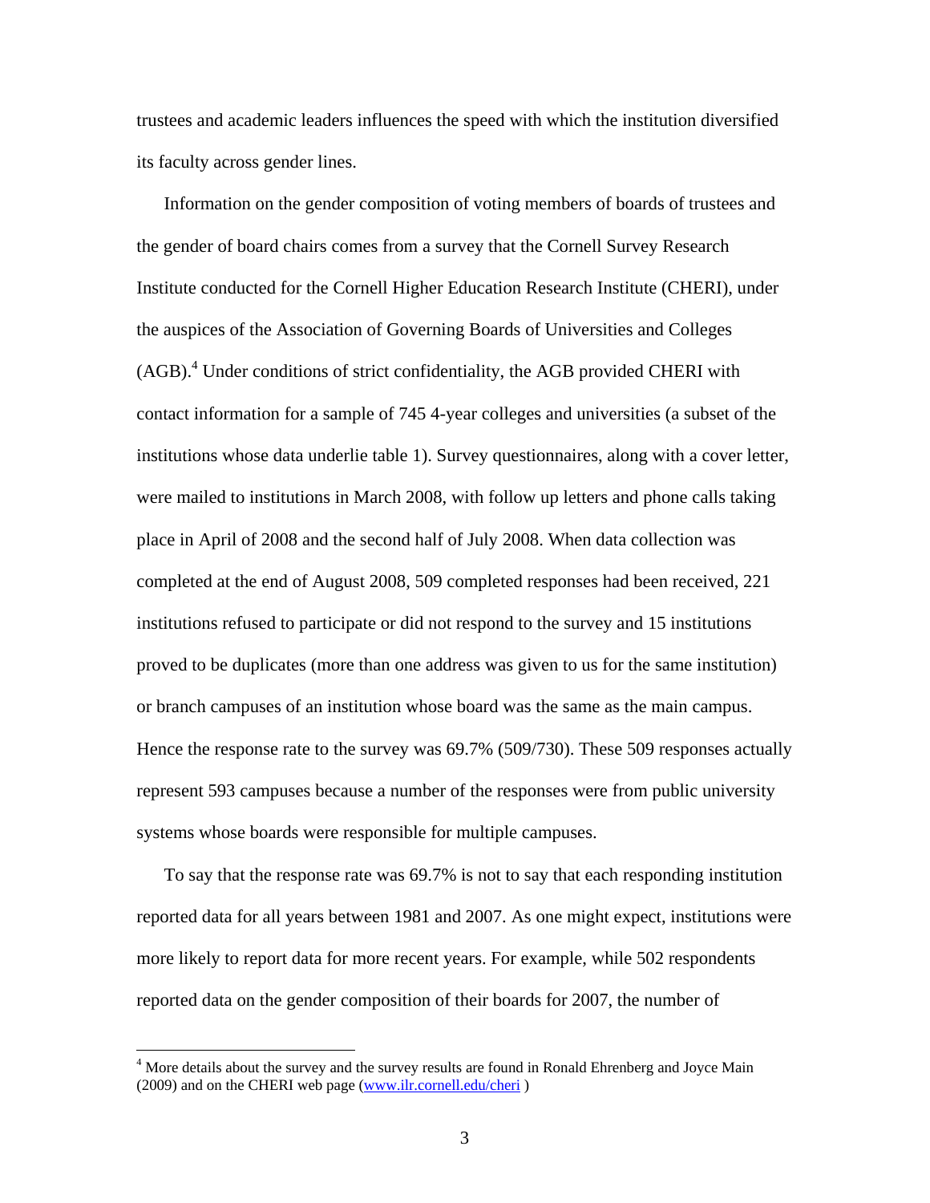trustees and academic leaders influences the speed with which the institution diversified its faculty across gender lines.

Information on the gender composition of voting members of boards of trustees and the gender of board chairs comes from a survey that the Cornell Survey Research Institute conducted for the Cornell Higher Education Research Institute (CHERI), under the auspices of the Association of Governing Boards of Universities and Colleges (AGB).[4] Under conditions of strict confidentiality, the AGB provided CHERI with contact information for a sample of 745 4-year colleges and universities (a subset of the institutions whose data underlie table 1). Survey questionnaires, along with a cover letter, were mailed to institutions in March 2008, with follow up letters and phone calls taking place in April of 2008 and the second half of July 2008. When data collection was completed at the end of August 2008, 509 completed responses had been received, 221 institutions refused to participate or did not respond to the survey and 15 institutions proved to be duplicates (more than one address was given to us for the same institution) or branch campuses of an institution whose board was the same as the main campus. Hence the response rate to the survey was 69.7% (509/730). These 509 responses actually represent 593 campuses because a number of the responses were from public university systems whose boards were responsible for multiple campuses.

To say that the response rate was 69.7% is not to say that each responding institution reported data for all years between 1981 and 2007. As one might expect, institutions were more likely to report data for more recent years. For example, while 502 respondents reported data on the gender composition of their boards for 2007, the number of

[4] More details about the survey and the survey results are found in Ronald Ehrenberg and Joyce Main (2009) and on the CHERI web page (www.ilr.cornell.edu/cheri )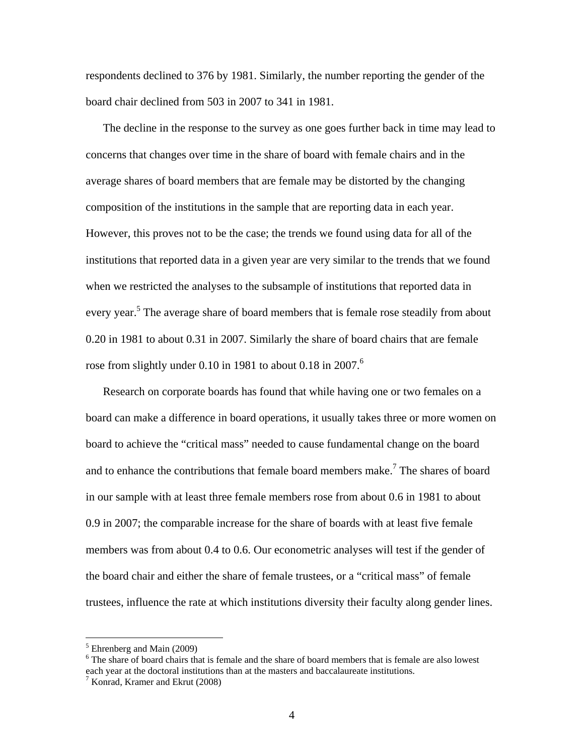respondents declined to 376 by 1981. Similarly, the number reporting the gender of the board chair declined from 503 in 2007 to 341 in 1981.

The decline in the response to the survey as one goes further back in time may lead to concerns that changes over time in the share of board with female chairs and in the average shares of board members that are female may be distorted by the changing composition of the institutions in the sample that are reporting data in each year. However, this proves not to be the case; the trends we found using data for all of the institutions that reported data in a given year are very similar to the trends that we found when we restricted the analyses to the subsample of institutions that reported data in every year.[5] The average share of board members that is female rose steadily from about 0.20 in 1981 to about 0.31 in 2007. Similarly the share of board chairs that are female rose from slightly under 0.10 in 1981 to about 0.18 in 2007.[6]

Research on corporate boards has found that while having one or two females on a board can make a difference in board operations, it usually takes three or more women on board to achieve the "critical mass" needed to cause fundamental change on the board and to enhance the contributions that female board members make.[7] The shares of board in our sample with at least three female members rose from about 0.6 in 1981 to about 0.9 in 2007; the comparable increase for the share of boards with at least five female members was from about 0.4 to 0.6. Our econometric analyses will test if the gender of the board chair and either the share of female trustees, or a "critical mass" of female trustees, influence the rate at which institutions diversity their faculty along gender lines.

---

[5] Ehrenberg and Main (2009)

[6] The share of board chairs that is female and the share of board members that is female are also lowest each year at the doctoral institutions than at the masters and baccalaureate institutions.

[7] Konrad, Kramer and Ekrut (2008)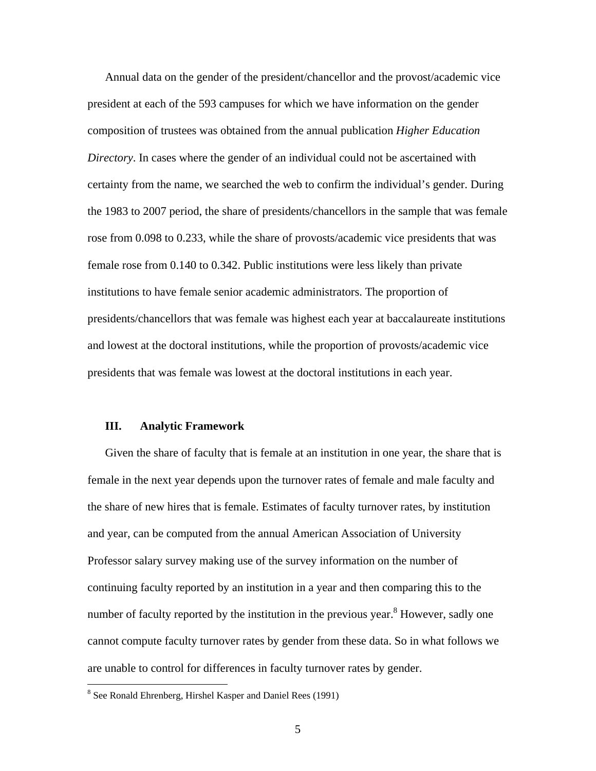Annual data on the gender of the president/chancellor and the provost/academic vice president at each of the 593 campuses for which we have information on the gender composition of trustees was obtained from the annual publication *Higher Education Directory*. In cases where the gender of an individual could not be ascertained with certainty from the name, we searched the web to confirm the individual's gender. During the 1983 to 2007 period, the share of presidents/chancellors in the sample that was female rose from 0.098 to 0.233, while the share of provosts/academic vice presidents that was female rose from 0.140 to 0.342. Public institutions were less likely than private institutions to have female senior academic administrators. The proportion of presidents/chancellors that was female was highest each year at baccalaureate institutions and lowest at the doctoral institutions, while the proportion of provosts/academic vice presidents that was female was lowest at the doctoral institutions in each year.

## III. Analytic Framework

Given the share of faculty that is female at an institution in one year, the share that is female in the next year depends upon the turnover rates of female and male faculty and the share of new hires that is female. Estimates of faculty turnover rates, by institution and year, can be computed from the annual American Association of University Professor salary survey making use of the survey information on the number of continuing faculty reported by an institution in a year and then comparing this to the number of faculty reported by the institution in the previous year.[8] However, sadly one cannot compute faculty turnover rates by gender from these data. So in what follows we are unable to control for differences in faculty turnover rates by gender.

[8] See Ronald Ehrenberg, Hirshel Kasper and Daniel Rees (1991)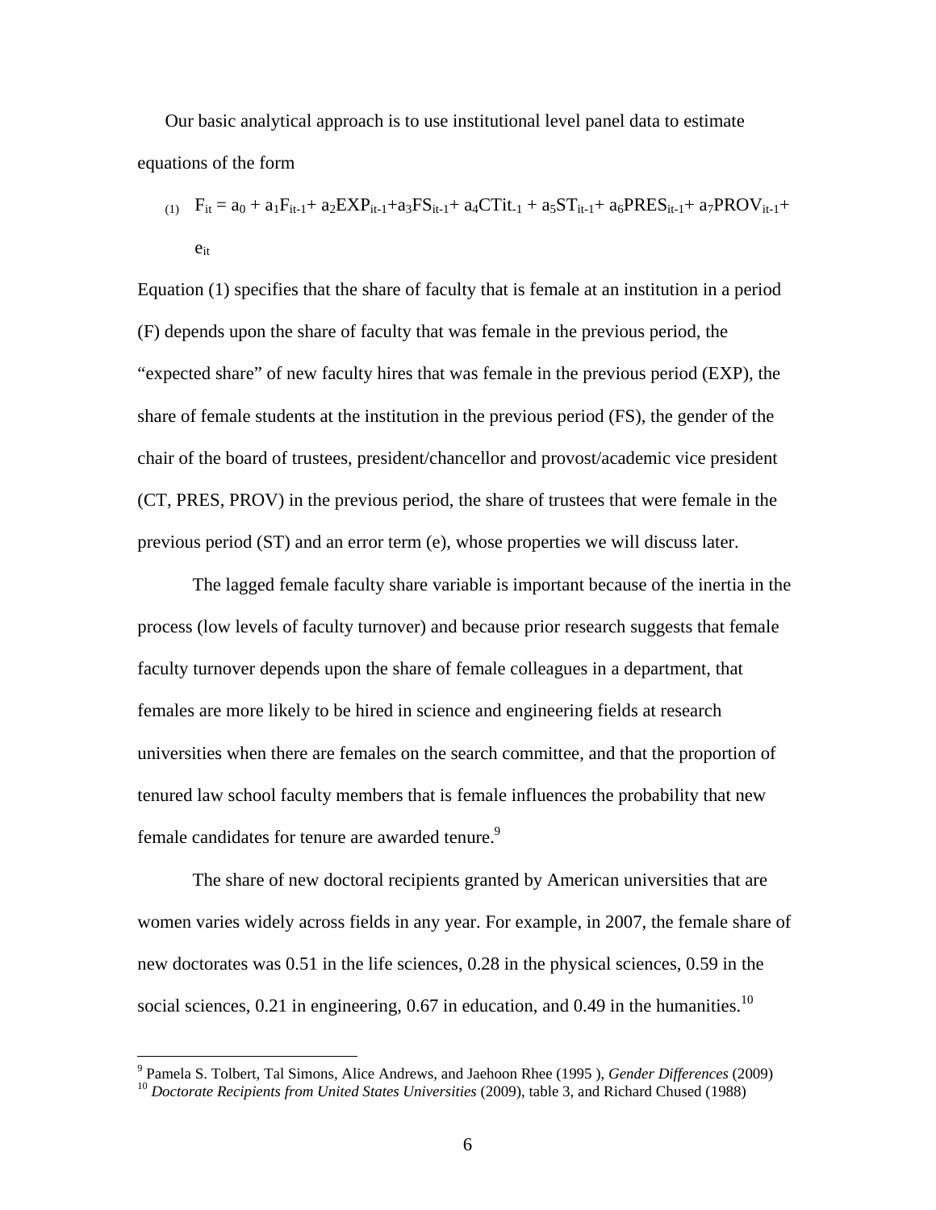Our basic analytical approach is to use institutional level panel data to estimate equations of the form

$$(1) \quad F_{it} = a_0 + a_1F_{it-1} + a_2EXP_{it-1} + a_3FS_{it-1} + a_4CTit_{-1} + a_5ST_{it-1} + a_6PRES_{it-1} + a_7PROV_{it-1} + e_{it}$$

Equation (1) specifies that the share of faculty that is female at an institution in a period (F) depends upon the share of faculty that was female in the previous period, the "expected share" of new faculty hires that was female in the previous period (EXP), the share of female students at the institution in the previous period (FS), the gender of the chair of the board of trustees, president/chancellor and provost/academic vice president (CT, PRES, PROV) in the previous period, the share of trustees that were female in the previous period (ST) and an error term (e), whose properties we will discuss later.

The lagged female faculty share variable is important because of the inertia in the process (low levels of faculty turnover) and because prior research suggests that female faculty turnover depends upon the share of female colleagues in a department, that females are more likely to be hired in science and engineering fields at research universities when there are females on the search committee, and that the proportion of tenured law school faculty members that is female influences the probability that new female candidates for tenure are awarded tenure.[9]

The share of new doctoral recipients granted by American universities that are women varies widely across fields in any year. For example, in 2007, the female share of new doctorates was 0.51 in the life sciences, 0.28 in the physical sciences, 0.59 in the social sciences, 0.21 in engineering, 0.67 in education, and 0.49 in the humanities.[10]

---

[9] Pamela S. Tolbert, Tal Simons, Alice Andrews, and Jaehoon Rhee (1995 ), *Gender Differences* (2009)

[10] *Doctorate Recipients from United States Universities* (2009), table 3, and Richard Chused (1988)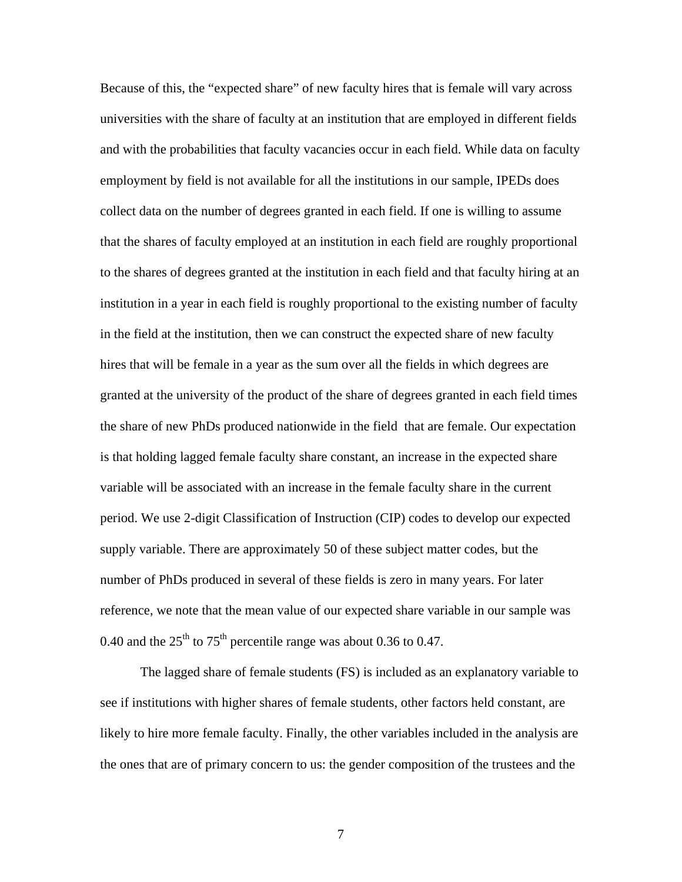Because of this, the "expected share" of new faculty hires that is female will vary across universities with the share of faculty at an institution that are employed in different fields and with the probabilities that faculty vacancies occur in each field. While data on faculty employment by field is not available for all the institutions in our sample, IPEDs does collect data on the number of degrees granted in each field. If one is willing to assume that the shares of faculty employed at an institution in each field are roughly proportional to the shares of degrees granted at the institution in each field and that faculty hiring at an institution in a year in each field is roughly proportional to the existing number of faculty in the field at the institution, then we can construct the expected share of new faculty hires that will be female in a year as the sum over all the fields in which degrees are granted at the university of the product of the share of degrees granted in each field times the share of new PhDs produced nationwide in the field that are female. Our expectation is that holding lagged female faculty share constant, an increase in the expected share variable will be associated with an increase in the female faculty share in the current period. We use 2-digit Classification of Instruction (CIP) codes to develop our expected supply variable. There are approximately 50 of these subject matter codes, but the number of PhDs produced in several of these fields is zero in many years. For later reference, we note that the mean value of our expected share variable in our sample was 0.40 and the $25^{th}$ to $75^{th}$ percentile range was about 0.36 to 0.47.

The lagged share of female students (FS) is included as an explanatory variable to see if institutions with higher shares of female students, other factors held constant, are likely to hire more female faculty. Finally, the other variables included in the analysis are the ones that are of primary concern to us: the gender composition of the trustees and the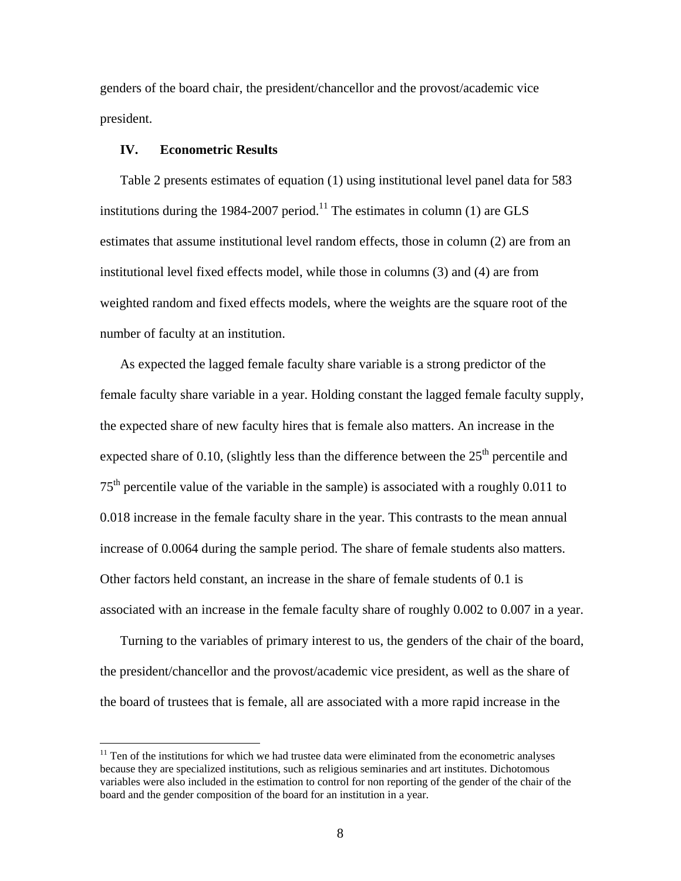genders of the board chair, the president/chancellor and the provost/academic vice president.

## IV. Econometric Results

Table 2 presents estimates of equation (1) using institutional level panel data for 583 institutions during the 1984-2007 period.[11] The estimates in column (1) are GLS estimates that assume institutional level random effects, those in column (2) are from an institutional level fixed effects model, while those in columns (3) and (4) are from weighted random and fixed effects models, where the weights are the square root of the number of faculty at an institution.

As expected the lagged female faculty share variable is a strong predictor of the female faculty share variable in a year. Holding constant the lagged female faculty supply, the expected share of new faculty hires that is female also matters. An increase in the expected share of 0.10, (slightly less than the difference between the 25th percentile and 75th percentile value of the variable in the sample) is associated with a roughly 0.011 to 0.018 increase in the female faculty share in the year. This contrasts to the mean annual increase of 0.0064 during the sample period. The share of female students also matters. Other factors held constant, an increase in the share of female students of 0.1 is associated with an increase in the female faculty share of roughly 0.002 to 0.007 in a year.

Turning to the variables of primary interest to us, the genders of the chair of the board, the president/chancellor and the provost/academic vice president, as well as the share of the board of trustees that is female, all are associated with a more rapid increase in the

[11] Ten of the institutions for which we had trustee data were eliminated from the econometric analyses because they are specialized institutions, such as religious seminaries and art institutes. Dichotomous variables were also included in the estimation to control for non reporting of the gender of the chair of the board and the gender composition of the board for an institution in a year.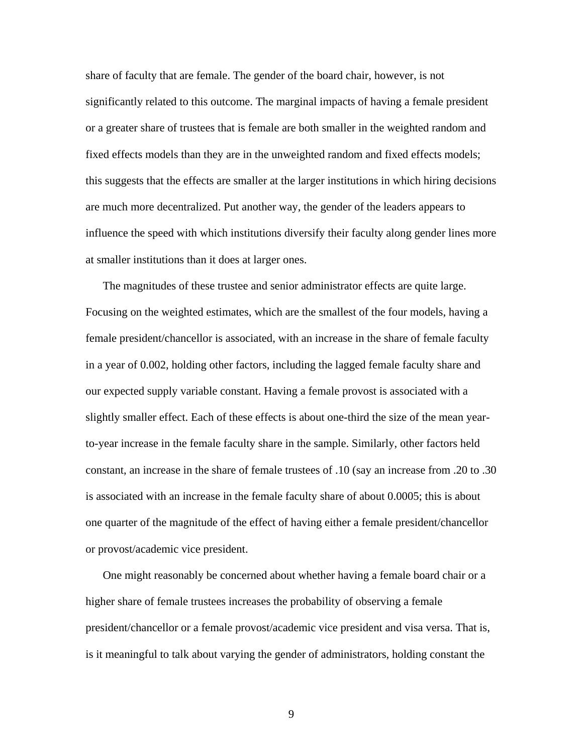share of faculty that are female. The gender of the board chair, however, is not significantly related to this outcome. The marginal impacts of having a female president or a greater share of trustees that is female are both smaller in the weighted random and fixed effects models than they are in the unweighted random and fixed effects models; this suggests that the effects are smaller at the larger institutions in which hiring decisions are much more decentralized. Put another way, the gender of the leaders appears to influence the speed with which institutions diversify their faculty along gender lines more at smaller institutions than it does at larger ones.

The magnitudes of these trustee and senior administrator effects are quite large. Focusing on the weighted estimates, which are the smallest of the four models, having a female president/chancellor is associated, with an increase in the share of female faculty in a year of 0.002, holding other factors, including the lagged female faculty share and our expected supply variable constant. Having a female provost is associated with a slightly smaller effect. Each of these effects is about one-third the size of the mean year-to-year increase in the female faculty share in the sample. Similarly, other factors held constant, an increase in the share of female trustees of .10 (say an increase from .20 to .30 is associated with an increase in the female faculty share of about 0.0005; this is about one quarter of the magnitude of the effect of having either a female president/chancellor or provost/academic vice president.

One might reasonably be concerned about whether having a female board chair or a higher share of female trustees increases the probability of observing a female president/chancellor or a female provost/academic vice president and visa versa. That is, is it meaningful to talk about varying the gender of administrators, holding constant the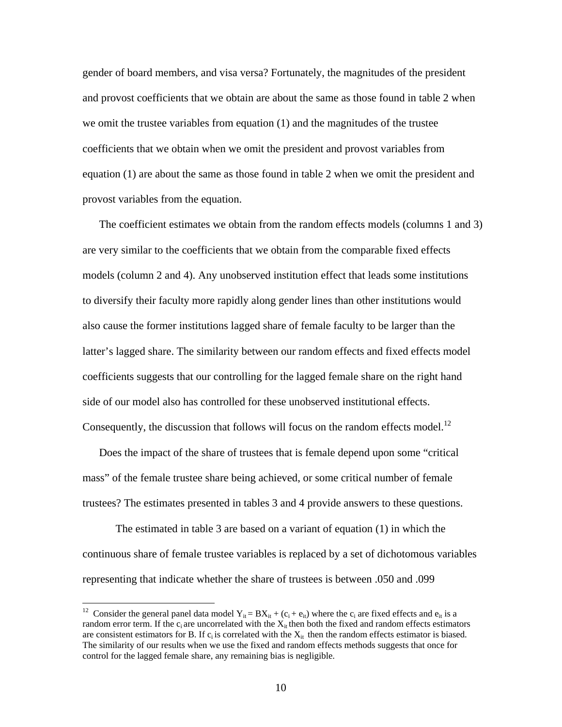gender of board members, and visa versa? Fortunately, the magnitudes of the president and provost coefficients that we obtain are about the same as those found in table 2 when we omit the trustee variables from equation (1) and the magnitudes of the trustee coefficients that we obtain when we omit the president and provost variables from equation (1) are about the same as those found in table 2 when we omit the president and provost variables from the equation.

The coefficient estimates we obtain from the random effects models (columns 1 and 3) are very similar to the coefficients that we obtain from the comparable fixed effects models (column 2 and 4). Any unobserved institution effect that leads some institutions to diversify their faculty more rapidly along gender lines than other institutions would also cause the former institutions lagged share of female faculty to be larger than the latter's lagged share. The similarity between our random effects and fixed effects model coefficients suggests that our controlling for the lagged female share on the right hand side of our model also has controlled for these unobserved institutional effects. Consequently, the discussion that follows will focus on the random effects model.[12]

Does the impact of the share of trustees that is female depend upon some "critical mass" of the female trustee share being achieved, or some critical number of female trustees? The estimates presented in tables 3 and 4 provide answers to these questions.

The estimated in table 3 are based on a variant of equation (1) in which the continuous share of female trustee variables is replaced by a set of dichotomous variables representing that indicate whether the share of trustees is between .050 and .099

---

[12] Consider the general panel data model $Y_{it} = BX_{it} + (c_i + e_{it})$ where the $c_i$ are fixed effects and $e_{it}$ is a random error term. If the $c_i$ are uncorrelated with the $X_{it}$ then both the fixed and random effects estimators are consistent estimators for B. If $c_i$ is correlated with the $X_{it}$ then the random effects estimator is biased. The similarity of our results when we use the fixed and random effects methods suggests that once for control for the lagged female share, any remaining bias is negligible.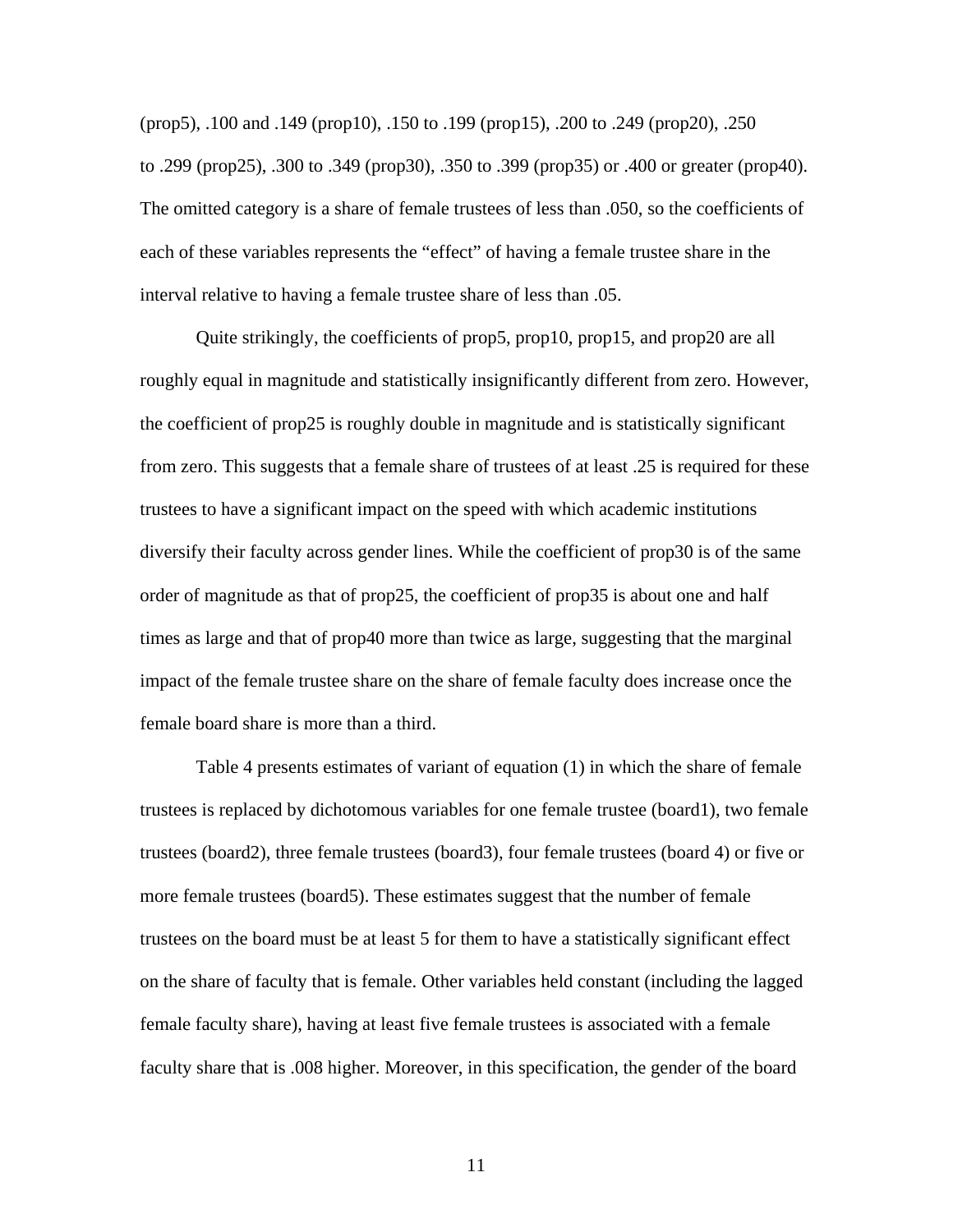(prop5), .100 and .149 (prop10), .150 to .199 (prop15), .200 to .249 (prop20), .250 to .299 (prop25), .300 to .349 (prop30), .350 to .399 (prop35) or .400 or greater (prop40). The omitted category is a share of female trustees of less than .050, so the coefficients of each of these variables represents the "effect" of having a female trustee share in the interval relative to having a female trustee share of less than .05.

Quite strikingly, the coefficients of prop5, prop10, prop15, and prop20 are all roughly equal in magnitude and statistically insignificantly different from zero. However, the coefficient of prop25 is roughly double in magnitude and is statistically significant from zero. This suggests that a female share of trustees of at least .25 is required for these trustees to have a significant impact on the speed with which academic institutions diversify their faculty across gender lines. While the coefficient of prop30 is of the same order of magnitude as that of prop25, the coefficient of prop35 is about one and half times as large and that of prop40 more than twice as large, suggesting that the marginal impact of the female trustee share on the share of female faculty does increase once the female board share is more than a third.

Table 4 presents estimates of variant of equation (1) in which the share of female trustees is replaced by dichotomous variables for one female trustee (board1), two female trustees (board2), three female trustees (board3), four female trustees (board 4) or five or more female trustees (board5). These estimates suggest that the number of female trustees on the board must be at least 5 for them to have a statistically significant effect on the share of faculty that is female. Other variables held constant (including the lagged female faculty share), having at least five female trustees is associated with a female faculty share that is .008 higher. Moreover, in this specification, the gender of the board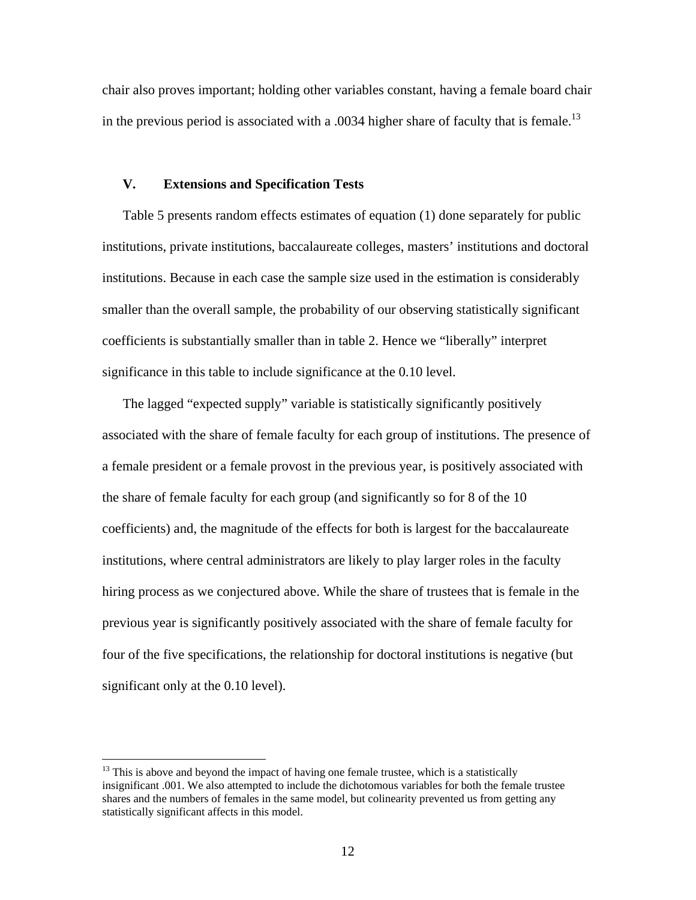chair also proves important; holding other variables constant, having a female board chair in the previous period is associated with a .0034 higher share of faculty that is female.[13]

## V. Extensions and Specification Tests

Table 5 presents random effects estimates of equation (1) done separately for public institutions, private institutions, baccalaureate colleges, masters' institutions and doctoral institutions. Because in each case the sample size used in the estimation is considerably smaller than the overall sample, the probability of our observing statistically significant coefficients is substantially smaller than in table 2. Hence we "liberally" interpret significance in this table to include significance at the 0.10 level.

The lagged "expected supply" variable is statistically significantly positively associated with the share of female faculty for each group of institutions. The presence of a female president or a female provost in the previous year, is positively associated with the share of female faculty for each group (and significantly so for 8 of the 10 coefficients) and, the magnitude of the effects for both is largest for the baccalaureate institutions, where central administrators are likely to play larger roles in the faculty hiring process as we conjectured above. While the share of trustees that is female in the previous year is significantly positively associated with the share of female faculty for four of the five specifications, the relationship for doctoral institutions is negative (but significant only at the 0.10 level).

---

[13] This is above and beyond the impact of having one female trustee, which is a statistically insignificant .001. We also attempted to include the dichotomous variables for both the female trustee shares and the numbers of females in the same model, but colinearity prevented us from getting any statistically significant affects in this model.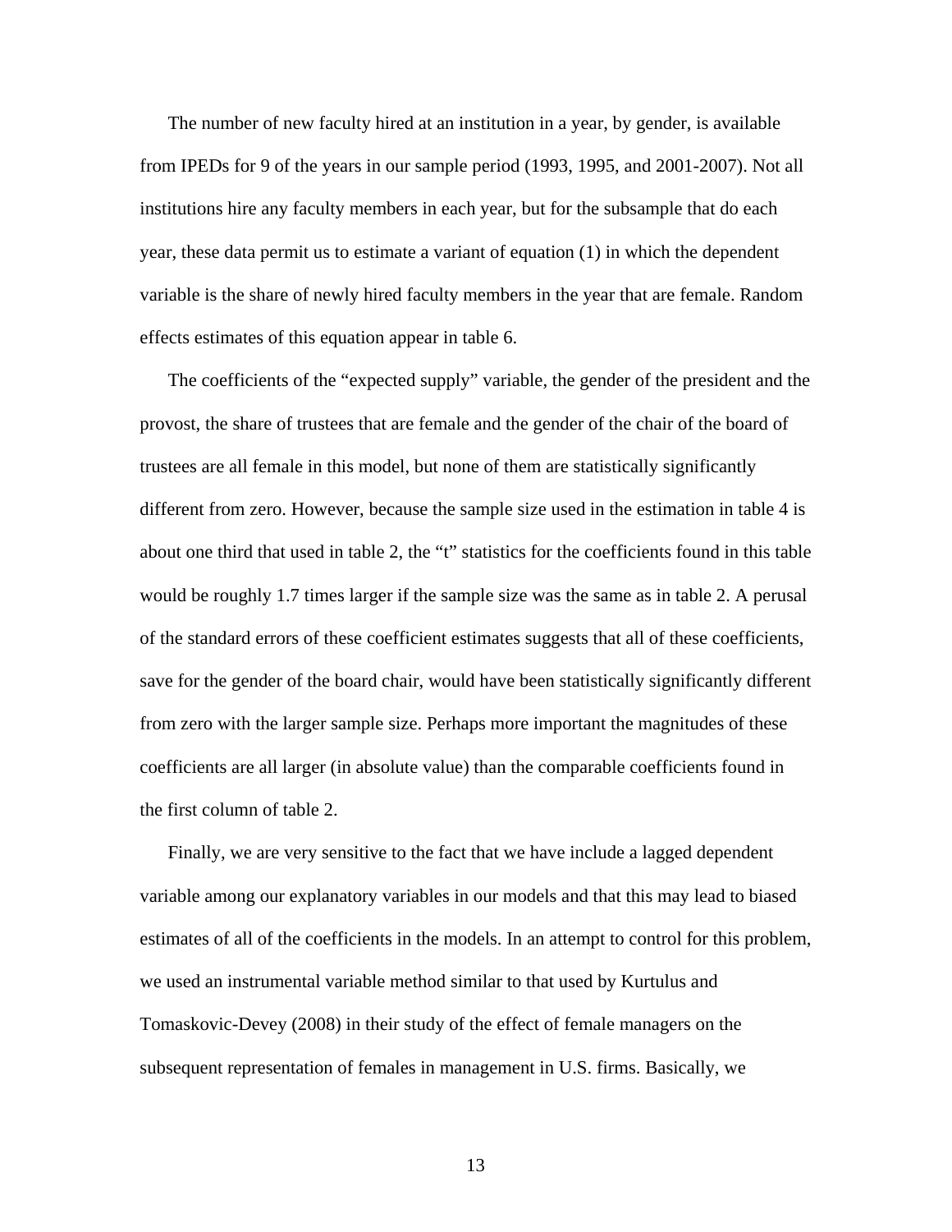The number of new faculty hired at an institution in a year, by gender, is available from IPEDs for 9 of the years in our sample period (1993, 1995, and 2001-2007). Not all institutions hire any faculty members in each year, but for the subsample that do each year, these data permit us to estimate a variant of equation (1) in which the dependent variable is the share of newly hired faculty members in the year that are female. Random effects estimates of this equation appear in table 6.

The coefficients of the "expected supply" variable, the gender of the president and the provost, the share of trustees that are female and the gender of the chair of the board of trustees are all female in this model, but none of them are statistically significantly different from zero. However, because the sample size used in the estimation in table 4 is about one third that used in table 2, the "t" statistics for the coefficients found in this table would be roughly 1.7 times larger if the sample size was the same as in table 2. A perusal of the standard errors of these coefficient estimates suggests that all of these coefficients, save for the gender of the board chair, would have been statistically significantly different from zero with the larger sample size. Perhaps more important the magnitudes of these coefficients are all larger (in absolute value) than the comparable coefficients found in the first column of table 2.

Finally, we are very sensitive to the fact that we have include a lagged dependent variable among our explanatory variables in our models and that this may lead to biased estimates of all of the coefficients in the models. In an attempt to control for this problem, we used an instrumental variable method similar to that used by Kurtulus and Tomaskovic-Devey (2008) in their study of the effect of female managers on the subsequent representation of females in management in U.S. firms. Basically, we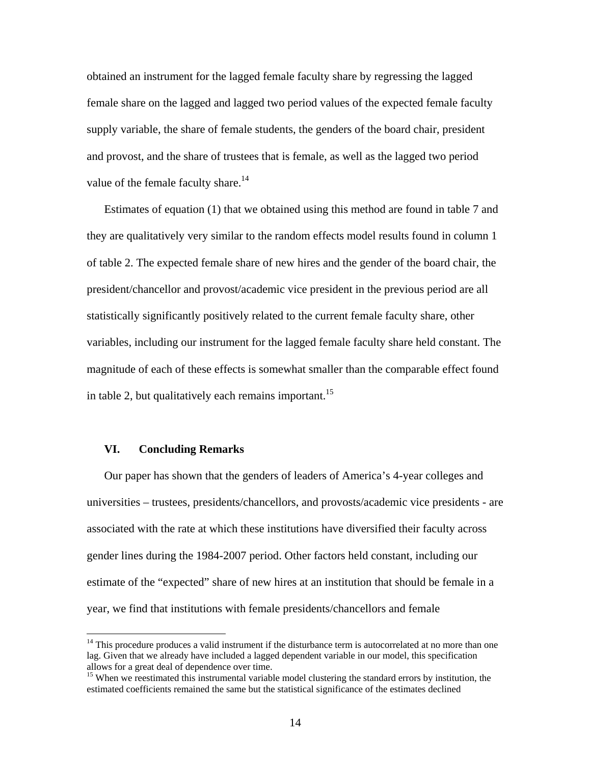obtained an instrument for the lagged female faculty share by regressing the lagged female share on the lagged and lagged two period values of the expected female faculty supply variable, the share of female students, the genders of the board chair, president and provost, and the share of trustees that is female, as well as the lagged two period value of the female faculty share.[14]

Estimates of equation (1) that we obtained using this method are found in table 7 and they are qualitatively very similar to the random effects model results found in column 1 of table 2. The expected female share of new hires and the gender of the board chair, the president/chancellor and provost/academic vice president in the previous period are all statistically significantly positively related to the current female faculty share, other variables, including our instrument for the lagged female faculty share held constant. The magnitude of each of these effects is somewhat smaller than the comparable effect found in table 2, but qualitatively each remains important.[15]

## VI. Concluding Remarks

Our paper has shown that the genders of leaders of America's 4-year colleges and universities – trustees, presidents/chancellors, and provosts/academic vice presidents - are associated with the rate at which these institutions have diversified their faculty across gender lines during the 1984-2007 period. Other factors held constant, including our estimate of the "expected" share of new hires at an institution that should be female in a year, we find that institutions with female presidents/chancellors and female

---

[14] This procedure produces a valid instrument if the disturbance term is autocorrelated at no more than one lag. Given that we already have included a lagged dependent variable in our model, this specification allows for a great deal of dependence over time.

[15] When we reestimated this instrumental variable model clustering the standard errors by institution, the estimated coefficients remained the same but the statistical significance of the estimates declined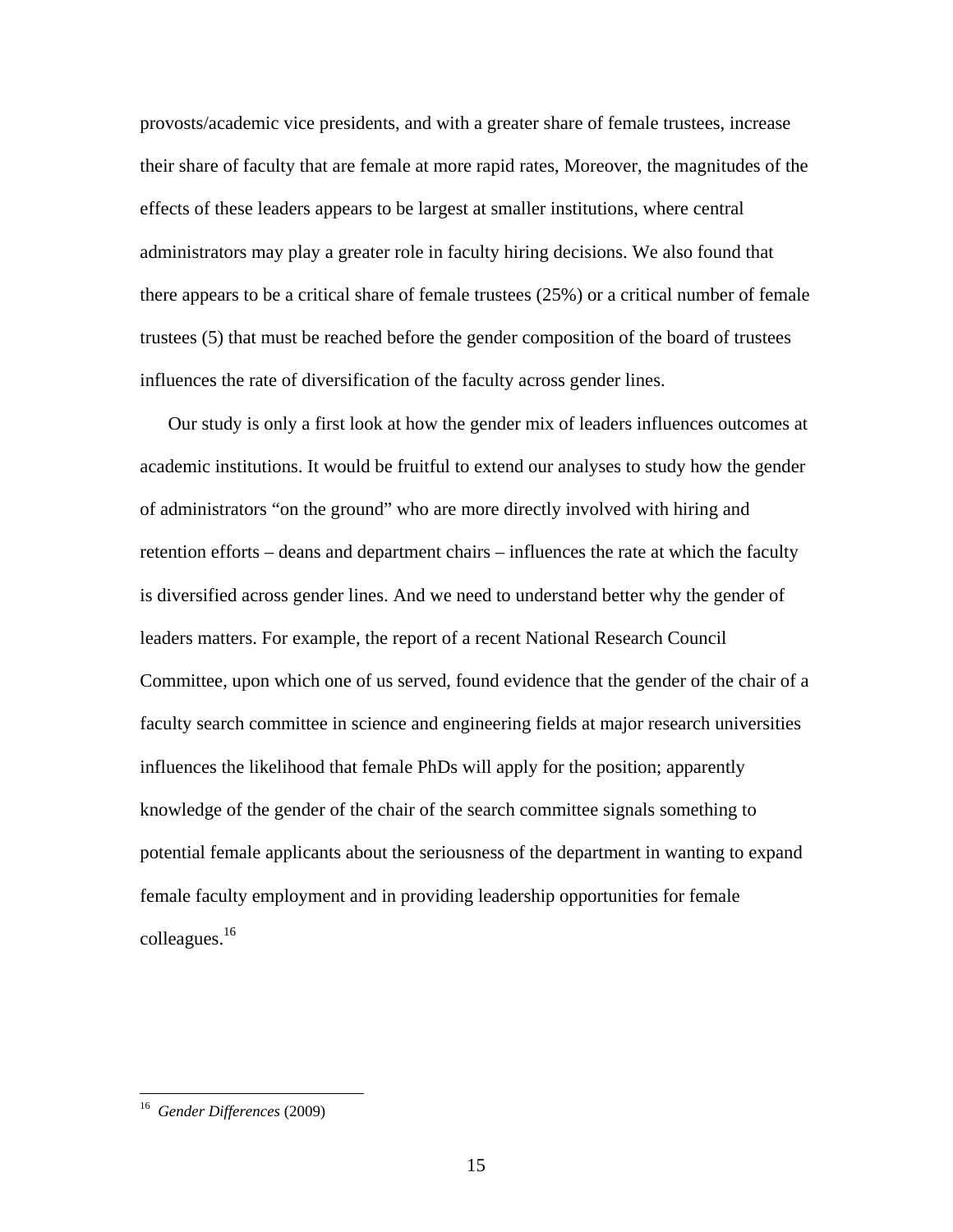provosts/academic vice presidents, and with a greater share of female trustees, increase their share of faculty that are female at more rapid rates, Moreover, the magnitudes of the effects of these leaders appears to be largest at smaller institutions, where central administrators may play a greater role in faculty hiring decisions. We also found that there appears to be a critical share of female trustees (25%) or a critical number of female trustees (5) that must be reached before the gender composition of the board of trustees influences the rate of diversification of the faculty across gender lines.

Our study is only a first look at how the gender mix of leaders influences outcomes at academic institutions. It would be fruitful to extend our analyses to study how the gender of administrators "on the ground" who are more directly involved with hiring and retention efforts – deans and department chairs – influences the rate at which the faculty is diversified across gender lines. And we need to understand better why the gender of leaders matters. For example, the report of a recent National Research Council Committee, upon which one of us served, found evidence that the gender of the chair of a faculty search committee in science and engineering fields at major research universities influences the likelihood that female PhDs will apply for the position; apparently knowledge of the gender of the chair of the search committee signals something to potential female applicants about the seriousness of the department in wanting to expand female faculty employment and in providing leadership opportunities for female colleagues.[16]

---

[16] *Gender Differences* (2009)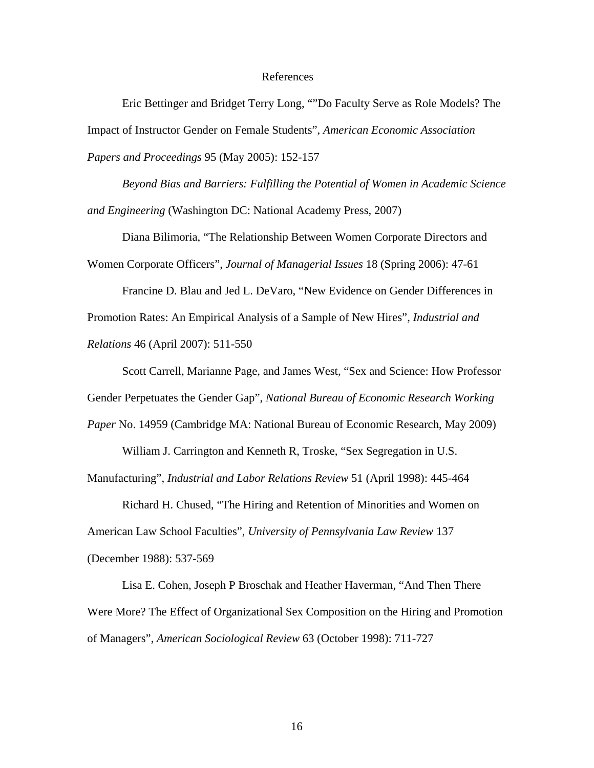# References

Eric Bettinger and Bridget Terry Long, "”Do Faculty Serve as Role Models? The Impact of Instructor Gender on Female Students", *American Economic Association Papers and Proceedings* 95 (May 2005): 152-157

*Beyond Bias and Barriers: Fulfilling the Potential of Women in Academic Science and Engineering* (Washington DC: National Academy Press, 2007)

Diana Bilimoria, "The Relationship Between Women Corporate Directors and Women Corporate Officers", *Journal of Managerial Issues* 18 (Spring 2006): 47-61

Francine D. Blau and Jed L. DeVaro, "New Evidence on Gender Differences in Promotion Rates: An Empirical Analysis of a Sample of New Hires", *Industrial and Relations* 46 (April 2007): 511-550

Scott Carrell, Marianne Page, and James West, "Sex and Science: How Professor Gender Perpetuates the Gender Gap", *National Bureau of Economic Research Working Paper* No. 14959 (Cambridge MA: National Bureau of Economic Research, May 2009)

William J. Carrington and Kenneth R, Troske, "Sex Segregation in U.S. Manufacturing", *Industrial and Labor Relations Review* 51 (April 1998): 445-464

Richard H. Chused, "The Hiring and Retention of Minorities and Women on American Law School Faculties", *University of Pennsylvania Law Review* 137 (December 1988): 537-569

Lisa E. Cohen, Joseph P Broschak and Heather Haverman, "And Then There Were More? The Effect of Organizational Sex Composition on the Hiring and Promotion of Managers", *American Sociological Review* 63 (October 1998): 711-727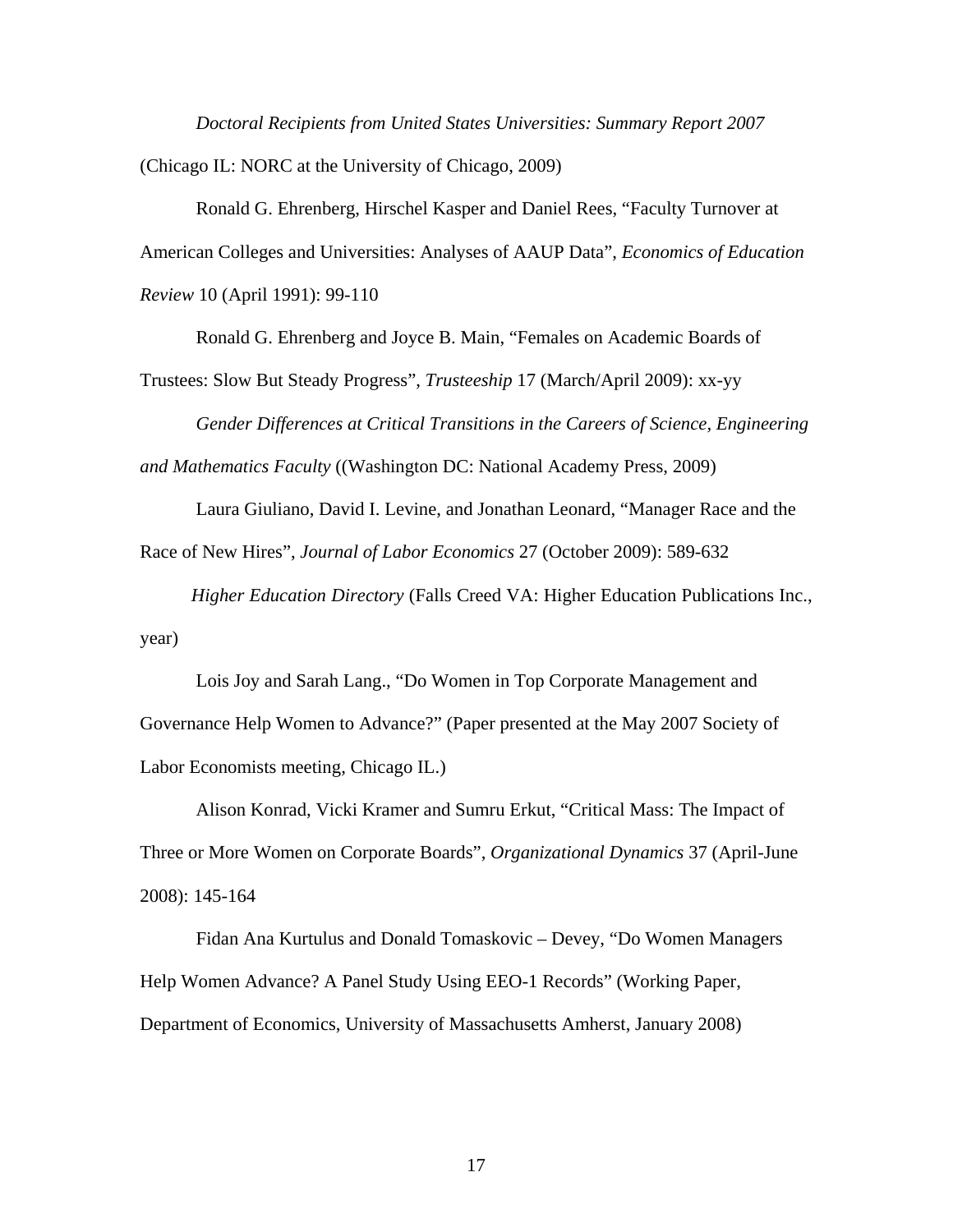*Doctoral Recipients from United States Universities: Summary Report 2007* (Chicago IL: NORC at the University of Chicago, 2009)

Ronald G. Ehrenberg, Hirschel Kasper and Daniel Rees, "Faculty Turnover at American Colleges and Universities: Analyses of AAUP Data", *Economics of Education Review* 10 (April 1991): 99-110

Ronald G. Ehrenberg and Joyce B. Main, "Females on Academic Boards of Trustees: Slow But Steady Progress", *Trusteeship* 17 (March/April 2009): xx-yy

*Gender Differences at Critical Transitions in the Careers of Science, Engineering and Mathematics Faculty* ((Washington DC: National Academy Press, 2009)

Laura Giuliano, David I. Levine, and Jonathan Leonard, "Manager Race and the Race of New Hires", *Journal of Labor Economics* 27 (October 2009): 589-632

*Higher Education Directory* (Falls Creed VA: Higher Education Publications Inc., year)

Lois Joy and Sarah Lang., "Do Women in Top Corporate Management and Governance Help Women to Advance?" (Paper presented at the May 2007 Society of Labor Economists meeting, Chicago IL.)

Alison Konrad, Vicki Kramer and Sumru Erkut, "Critical Mass: The Impact of Three or More Women on Corporate Boards", *Organizational Dynamics* 37 (April-June 2008): 145-164

Fidan Ana Kurtulus and Donald Tomaskovic – Devey, "Do Women Managers Help Women Advance? A Panel Study Using EEO-1 Records" (Working Paper, Department of Economics, University of Massachusetts Amherst, January 2008)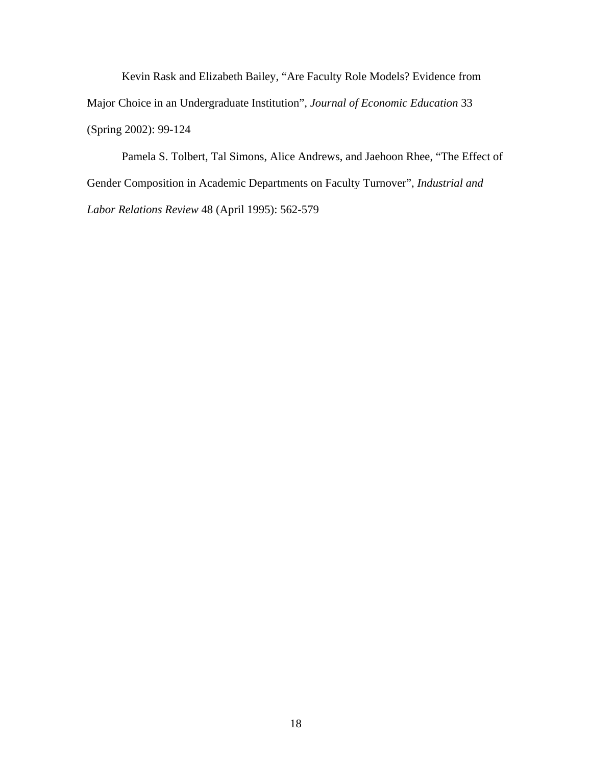Kevin Rask and Elizabeth Bailey, “Are Faculty Role Models? Evidence from Major Choice in an Undergraduate Institution”, *Journal of Economic Education* 33 (Spring 2002): 99-124

Pamela S. Tolbert, Tal Simons, Alice Andrews, and Jaehoon Rhee, “The Effect of Gender Composition in Academic Departments on Faculty Turnover”, *Industrial and Labor Relations Review* 48 (April 1995): 562-579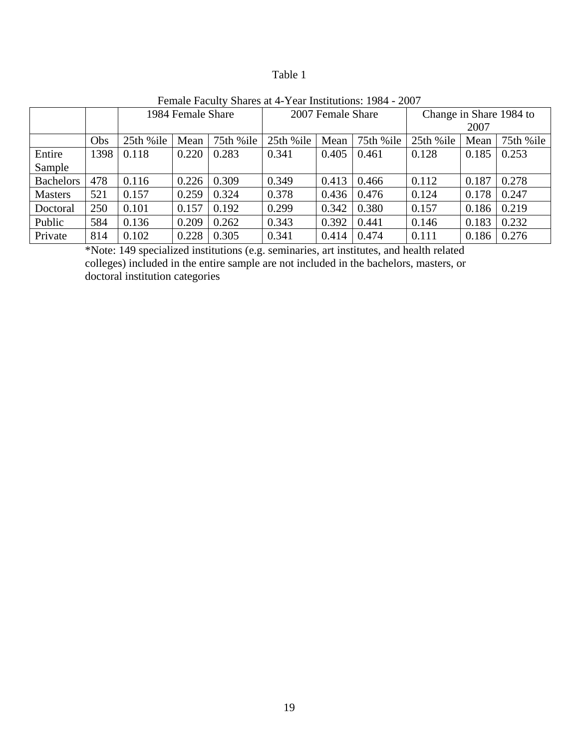Table 1

Female Faculty Shares at 4-Year Institutions: 1984 - 2007

| | | 1984 Female Share | | | 2007 Female Share | | | Change in Share 1984 to 2007 | | |
|---|---|---|---|---|---|---|---|---|---|---|
| | Obs | 25th %ile | Mean | 75th %ile | 25th %ile | Mean | 75th %ile | 25th %ile | Mean | 75th %ile |
| Entire Sample | 1398 | 0.118 | 0.220 | 0.283 | 0.341 | 0.405 | 0.461 | 0.128 | 0.185 | 0.253 |
| Bachelors | 478 | 0.116 | 0.226 | 0.309 | 0.349 | 0.413 | 0.466 | 0.112 | 0.187 | 0.278 |
| Masters | 521 | 0.157 | 0.259 | 0.324 | 0.378 | 0.436 | 0.476 | 0.124 | 0.178 | 0.247 |
| Doctoral | 250 | 0.101 | 0.157 | 0.192 | 0.299 | 0.342 | 0.380 | 0.157 | 0.186 | 0.219 |
| Public | 584 | 0.136 | 0.209 | 0.262 | 0.343 | 0.392 | 0.441 | 0.146 | 0.183 | 0.232 |
| Private | 814 | 0.102 | 0.228 | 0.305 | 0.341 | 0.414 | 0.474 | 0.111 | 0.186 | 0.276 |

*Note: 149 specialized institutions (e.g. seminaries, art institutes, and health related colleges) included in the entire sample are not included in the bachelors, masters, or doctoral institution categories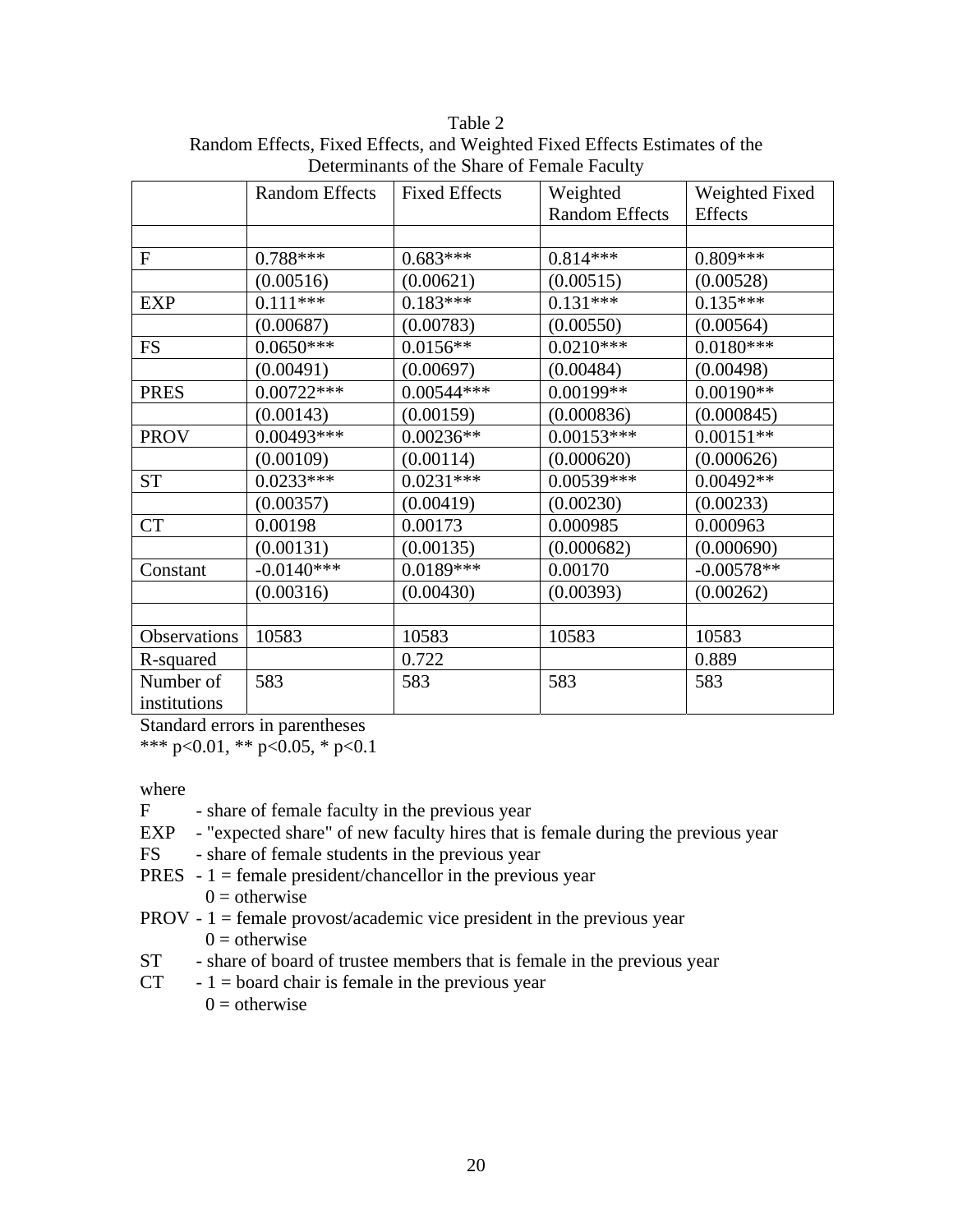Table 2
Random Effects, Fixed Effects, and Weighted Fixed Effects Estimates of the Determinants of the Share of Female Faculty

| | Random Effects | Fixed Effects | Weighted Random Effects | Weighted Fixed Effects |
|---|---|---|---|---|
| | | | | |
| F | 0.788*** | 0.683*** | 0.814*** | 0.809*** |
| | (0.00516) | (0.00621) | (0.00515) | (0.00528) |
| EXP | 0.111*** | 0.183*** | 0.131*** | 0.135*** |
| | (0.00687) | (0.00783) | (0.00550) | (0.00564) |
| FS | 0.0650*** | 0.0156** | 0.0210*** | 0.0180*** |
| | (0.00491) | (0.00697) | (0.00484) | (0.00498) |
| PRES | 0.00722*** | 0.00544*** | 0.00199** | 0.00190** |
| | (0.00143) | (0.00159) | (0.000836) | (0.000845) |
| PROV | 0.00493*** | 0.00236** | 0.00153*** | 0.00151** |
| | (0.00109) | (0.00114) | (0.000620) | (0.000626) |
| ST | 0.0233*** | 0.0231*** | 0.00539*** | 0.00492** |
| | (0.00357) | (0.00419) | (0.00230) | (0.00233) |
| CT | 0.00198 | 0.00173 | 0.000985 | 0.000963 |
| | (0.00131) | (0.00135) | (0.000682) | (0.000690) |
| Constant | -0.0140*** | 0.0189*** | 0.00170 | -0.00578** |
| | (0.00316) | (0.00430) | (0.00393) | (0.00262) |
| | | | | |
| Observations | 10583 | 10583 | 10583 | 10583 |
| R-squared | | 0.722 | | 0.889 |
| Number of institutions | 583 | 583 | 583 | 583 |

Standard errors in parentheses
*** p<0.01, ** p<0.05, * p<0.1

where

F - share of female faculty in the previous year
EXP - "expected share" of new faculty hires that is female during the previous year
FS - share of female students in the previous year
PRES - 1 = female president/chancellor in the previous year
0 = otherwise
PROV - 1 = female provost/academic vice president in the previous year
0 = otherwise
ST - share of board of trustee members that is female in the previous year
CT - 1 = board chair is female in the previous year
0 = otherwise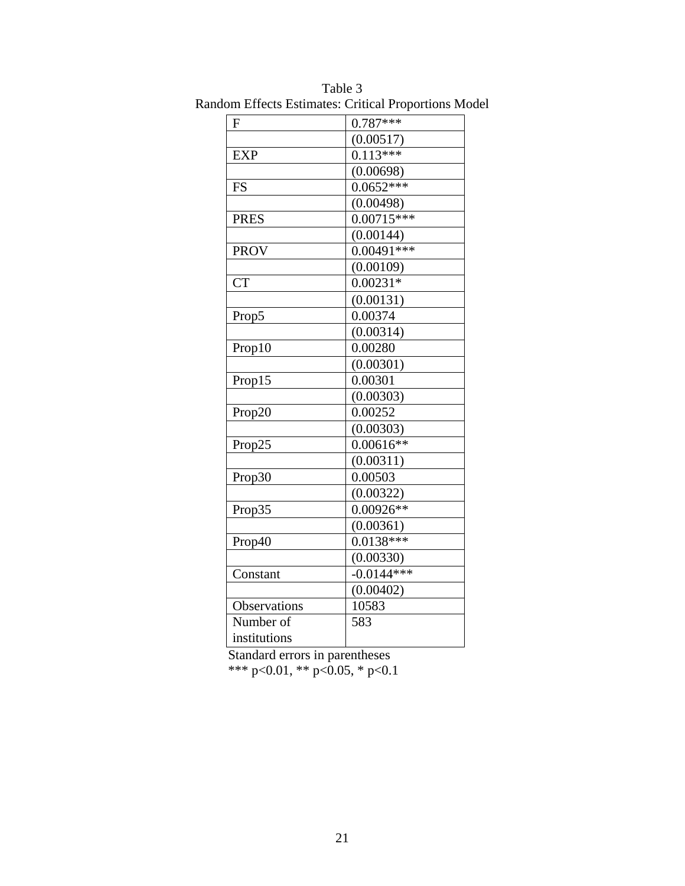Table 3
Random Effects Estimates: Critical Proportions Model

| | |
|---|---|
| F | 0.787*** |
| | (0.00517) |
| EXP | 0.113*** |
| | (0.00698) |
| FS | 0.0652*** |
| | (0.00498) |
| PRES | 0.00715*** |
| | (0.00144) |
| PROV | 0.00491*** |
| | (0.00109) |
| CT | 0.00231* |
| | (0.00131) |
| Prop5 | 0.00374 |
| | (0.00314) |
| Prop10 | 0.00280 |
| | (0.00301) |
| Prop15 | 0.00301 |
| | (0.00303) |
| Prop20 | 0.00252 |
| | (0.00303) |
| Prop25 | 0.00616** |
| | (0.00311) |
| Prop30 | 0.00503 |
| | (0.00322) |
| Prop35 | 0.00926** |
| | (0.00361) |
| Prop40 | 0.0138*** |
| | (0.00330) |
| Constant | -0.0144*** |
| | (0.00402) |
| Observations | 10583 |
| Number of institutions | 583 |

Standard errors in parentheses
*** p<0.01, ** p<0.05, * p<0.1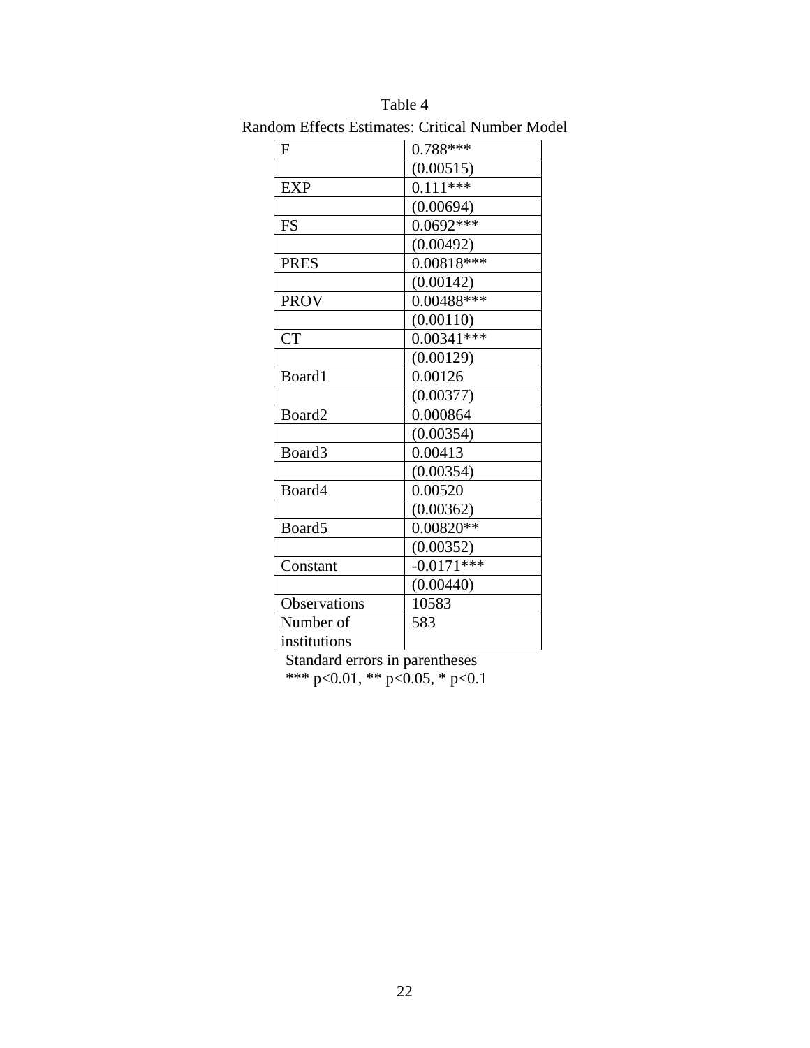Table 4

Random Effects Estimates: Critical Number Model

| | |
|---|---|
| F | 0.788*** |
| | (0.00515) |
| EXP | 0.111*** |
| | (0.00694) |
| FS | 0.0692*** |
| | (0.00492) |
| PRES | 0.00818*** |
| | (0.00142) |
| PROV | 0.00488*** |
| | (0.00110) |
| CT | 0.00341*** |
| | (0.00129) |
| Board1 | 0.00126 |
| | (0.00377) |
| Board2 | 0.000864 |
| | (0.00354) |
| Board3 | 0.00413 |
| | (0.00354) |
| Board4 | 0.00520 |
| | (0.00362) |
| Board5 | 0.00820** |
| | (0.00352) |
| Constant | -0.0171*** |
| | (0.00440) |
| Observations | 10583 |
| Number of institutions | 583 |

Standard errors in parentheses

*** p<0.01, ** p<0.05, * p<0.1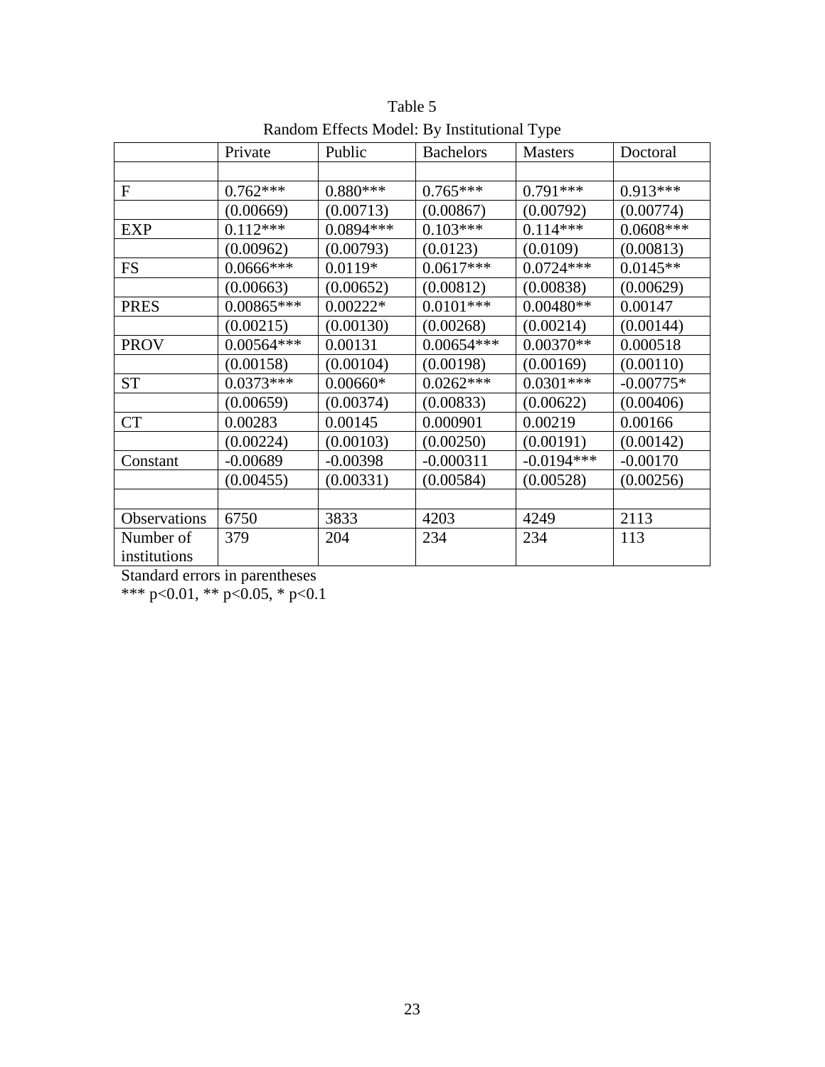Table 5

Random Effects Model: By Institutional Type

| | Private | Public | Bachelors | Masters | Doctoral |
|---|---|---|---|---|---|
| | | | | | |
| F | 0.762*** | 0.880*** | 0.765*** | 0.791*** | 0.913*** |
| | (0.00669) | (0.00713) | (0.00867) | (0.00792) | (0.00774) |
| EXP | 0.112*** | 0.0894*** | 0.103*** | 0.114*** | 0.0608*** |
| | (0.00962) | (0.00793) | (0.0123) | (0.0109) | (0.00813) |
| FS | 0.0666*** | 0.0119* | 0.0617*** | 0.0724*** | 0.0145** |
| | (0.00663) | (0.00652) | (0.00812) | (0.00838) | (0.00629) |
| PRES | 0.00865*** | 0.00222* | 0.0101*** | 0.00480** | 0.00147 |
| | (0.00215) | (0.00130) | (0.00268) | (0.00214) | (0.00144) |
| PROV | 0.00564*** | 0.00131 | 0.00654*** | 0.00370** | 0.000518 |
| | (0.00158) | (0.00104) | (0.00198) | (0.00169) | (0.00110) |
| ST | 0.0373*** | 0.00660* | 0.0262*** | 0.0301*** | -0.00775* |
| | (0.00659) | (0.00374) | (0.00833) | (0.00622) | (0.00406) |
| CT | 0.00283 | 0.00145 | 0.000901 | 0.00219 | 0.00166 |
| | (0.00224) | (0.00103) | (0.00250) | (0.00191) | (0.00142) |
| Constant | -0.00689 | -0.00398 | -0.000311 | -0.0194*** | -0.00170 |
| | (0.00455) | (0.00331) | (0.00584) | (0.00528) | (0.00256) |
| | | | | | |
| Observations | 6750 | 3833 | 4203 | 4249 | 2113 |
| Number of institutions | 379 | 204 | 234 | 234 | 113 |

Standard errors in parentheses

*** p<0.01, ** p<0.05, * p<0.1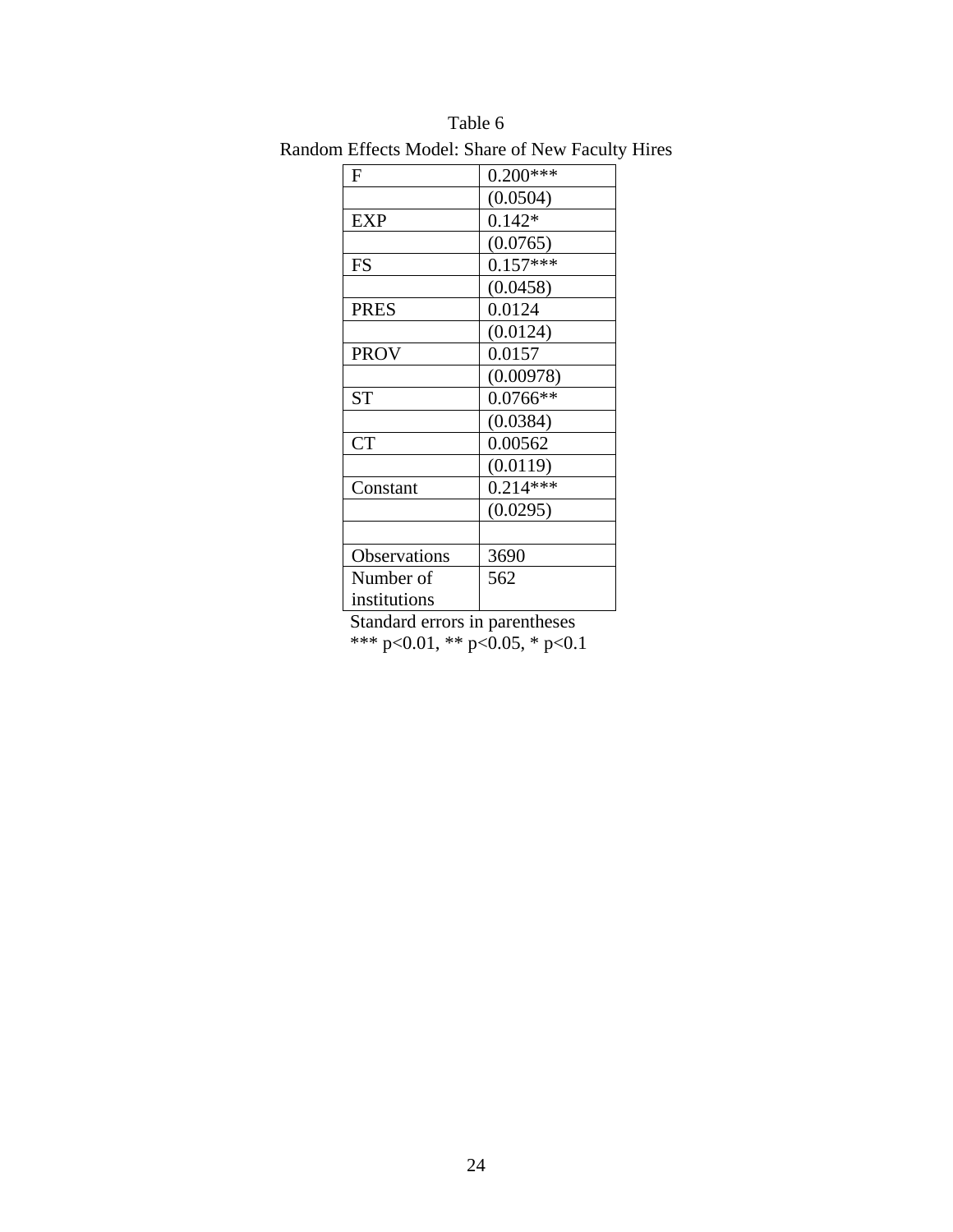Table 6

Random Effects Model: Share of New Faculty Hires

| | |
|---|---|
| F | 0.200*** |
| | (0.0504) |
| EXP | 0.142* |
| | (0.0765) |
| FS | 0.157*** |
| | (0.0458) |
| PRES | 0.0124 |
| | (0.0124) |
| PROV | 0.0157 |
| | (0.00978) |
| ST | 0.0766** |
| | (0.0384) |
| CT | 0.00562 |
| | (0.0119) |
| Constant | 0.214*** |
| | (0.0295) |
| | |
| Observations | 3690 |
| Number of institutions | 562 |

Standard errors in parentheses

*** p<0.01, ** p<0.05, * p<0.1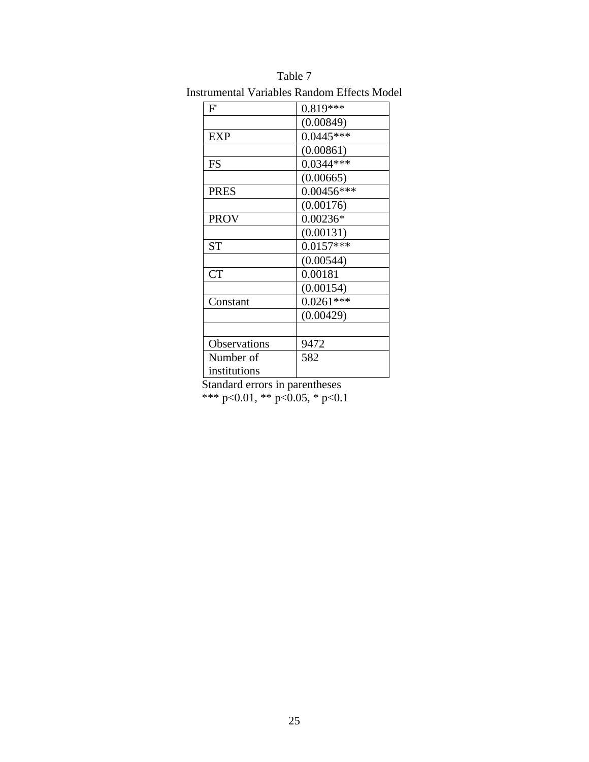Table 7

Instrumental Variables Random Effects Model

| | |
|---|---|
| F' | 0.819*** |
| | (0.00849) |
| EXP | 0.0445*** |
| | (0.00861) |
| FS | 0.0344*** |
| | (0.00665) |
| PRES | 0.00456*** |
| | (0.00176) |
| PROV | 0.00236* |
| | (0.00131) |
| ST | 0.0157*** |
| | (0.00544) |
| CT | 0.00181 |
| | (0.00154) |
| Constant | 0.0261*** |
| | (0.00429) |
| | |
| Observations | 9472 |
| Number of institutions | 582 |

Standard errors in parentheses

*** $p<0.01$, ** $p<0.05$, * $p<0.1$